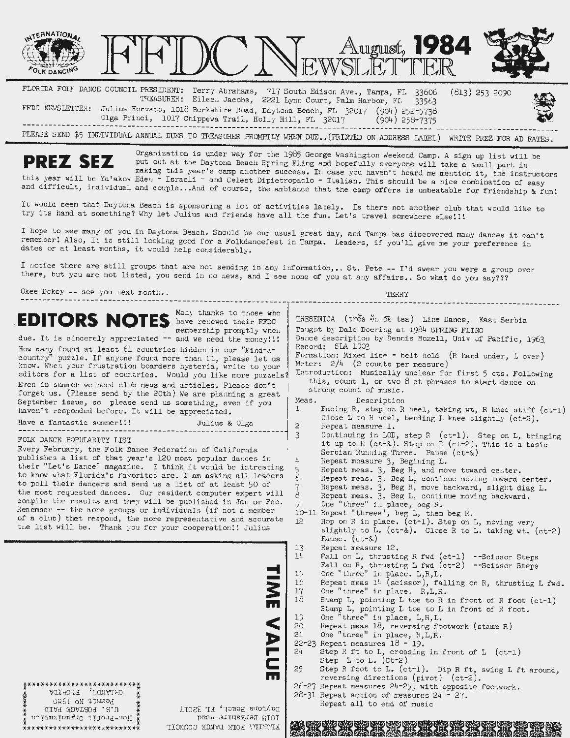# FFDC Newsletter — August, 1984

FLORIDA FOLK DANCE COUNCIL PRESIDENT: Terry Abrahams, 717 South Edison Ave., Tampa, FL 33606 (813) 253 2090
TREASURER: Eileen Jacobs, 2221 Lynn Court, Palm Harbor, FL 33563
FFDC NEWSLETTER: Julius Horvath, 1018 Berkshire Road, Daytona Beach, FL 32017 (904) 252-5738
Olga Princi, 1017 Chippewa Trail, Holly Hill, FL 32017 (904) 258-7375

PLEASE SEND $5 INDIVIDUAL ANNUAL DUES TO TREASURER PROMPTLY WHEN DUE..(PRINTED ON ADDRESS LABEL) WRITE PREZ FOR AD RATES.

## PREZ SEZ

Organization is under way for the 1985 George Washington Weekend Camp. A sign up list will be put out at the Daytona Beach Spring Fling and hopefully everyone will take a small part in making this year's camp another success. In case you haven't heard me mention it, the instructors this year will be Ya'akov Eden - Israeli - and Celest Dipietropaolo - Italian. This should be a nice combination of easy and difficult, individual and couple...And of course, the ambiance that the camp offers is unbeatable for friendship & fun!

It would seem that Daytona Beach is sponsoring a lot of activities lately. Is there not another club that would like to try its hand at something? Why let Julius and friends have all the fun. Let's travel somewhere else!!!

I hope to see many of you in Daytona Beach. Should be our usual great day, and Tampa has discovered many dances it can't remember! Also, It is still looking good for a Folkdancefest in Tampa. Leaders, if you'll give me your preference in dates or at least months, it would help considerably.

I notice there are still groups that are not sending in any information,.. St. Pete -- I'd swear you were a group over there, but you are not listed, you send in no news, and I see none of you at any affairs.. So what do you say???

Okee Dokey -- see you next month..

TERRY

## EDITORS NOTES

Many thanks to those who have renewed their FFDC membership promptly when due. It is sincerely appreciated -- and we need the money!!!

How many found at least 61 countries hidden in our "Find-a-country" puzzle. If anyone found more than 61, please let us know. When your frustration boarders hysteria, write to your editors for a list of countries. Would you like more puzzles?

Even in summer we need club news and articles. Please don't forget us. (Please send by the 20th) We are planning a great September issue, so please send us something, even if you haven't responded before. It will be appreciated.

Have a fantastic summer!!!

Julius & Olga

### FOLK DANCE POPULARITY LIST

Every February, the Folk Dance Federation of California publishes a list of that year's 120 most popular dances in their "Let's Dance" magazine. I think it would be intresting to know what Florida's favorites are. I am asking all leaders to poll their dancers and send us a list of at least 50 of the most requested dances. Our resident computer expert will compile the results and they will be published in Jan or Feb. Remember -- the more groups or individuals (if not a member of a club) that respond, the more representative and accurate the list will be. Thank you for your cooperation!! Julius

### TRESENICA (trĕs ĕn ĕe tsa) Line Dance, East Serbia

Taught by Dale Doering at 1984 SPRING FLING
Dance description by Dennis Boxell, Univ of Pacific, 1963
Record: SLA 1003
Formation: Mixed line - belt hold (R hand under, L over)
Meter: 2/4 (2 counts per measure)
Introduction: Musically unclear for first 5 cts. Following this, count 1, or two 8 ct phrases to start dance on strong count of music.

| Meas. | Description |
|---|---|
| 1 | Facing R, step on R heel, taking wt, R knee stiff (ct-1) Close L to R heel, bending L knee slightly (ct-2). |
| 2 | Repeat measure 1. |
| 3 | Continuing in LOD, step R (ct-1). Step on L, bringing it up to R (ct-&). Step on R (ct-2). This is a basic Serbian Running Three. Pause (ct-&) |
| 4 | Repeat measure 3, Begining L. |
| 5 | Repeat meas. 3, Beg R, and move toward center. |
| 6 | Repeat meas. 3, Beg L, continue moving toward center. |
| 7 | Repeat meas. 3, Beg R, move backward, slight diag L. |
| 8 | Repeat meas. 3, Beg L, continue moving backward. |
| 9 | One "three" in place, beg R. |
| 10-11 | Repeat "threes", beg L, then beg R. |
| 12 | Hop on R in place. (ct-1). Step on L, moving very slightly to L. (ct-&). Close R to L. taking wt. (ct-2) Pause. (ct-&) |
| 13 | Repeat measure 12. |
| 14 | Fall on L, thrusting R fwd (ct-1) --Scissor Steps Fall on R, thrusting L fwd (ct-2) --Scissor Steps |
| 15 | One "three" in place. L,R,L. |
| 16 | Repeat meas 14 (scissor), falling on R, thrusting L fwd. |
| 17 | One "three" in place. R,L,R. |
| 18 | Stamp L, pointing L toe to R in front of R foot (ct-1) Stamp L, pointing L toe to L in front of R foot. |
| 19 | One "three" in place, L,R,L. |
| 20 | Repeat meas 18, reversing footwork (stamp R) |
| 21 | One "three" in place, R,L,R. |
| 22-23 | Repeat measures 18 - 19. |
| 24 | Step R ft to L, crossing in front of L (ct-1) Step L to L. (Ct-2) |
| 25 | Step R foot to L. (ct-1). Dip R ft, swing L ft around, reversing directions (pivot) (ct-2). |
| 26-27 | Repeat measures 24-25, with opposite footwork. |
| 28-31 | Repeat action of measures 24 - 27. Repeat all to end of music |

TIME VALUE

FLORIDA FOLK DANCE COUNCIL
1018 Berkshire Road
Daytona Beach, FL 32017

Non-Profit Organization
U.S. POSTAGE PAID
Permit No 1580
ORLANDO, FLORIDA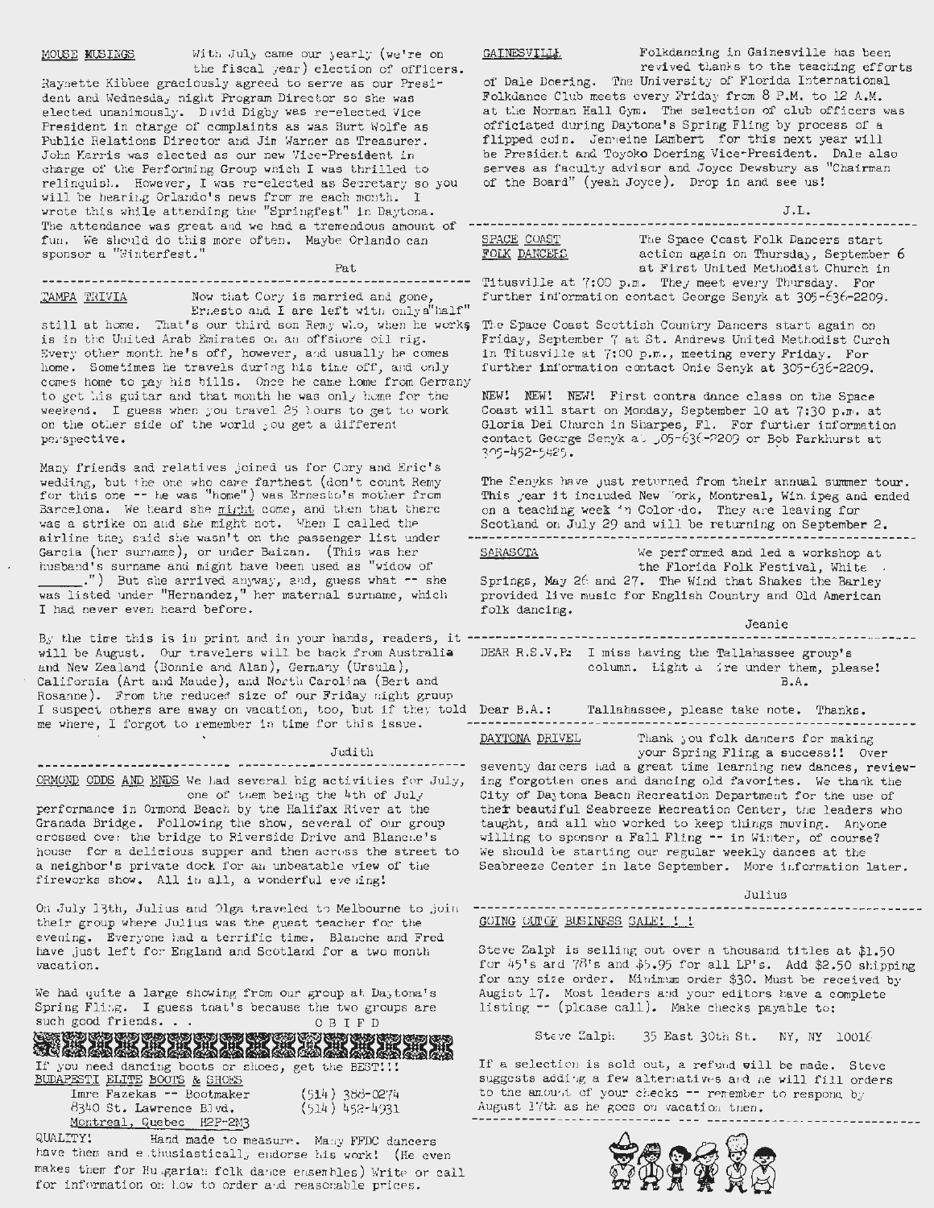MOUSE MUSINGS With July came our yearly (we're on the fiscal year) election of officers. Raynette Kibbee graciously agreed to serve as our President and Wednesday night Program Director so she was elected unanimously. David Digby was re-elected Vice President in charge of complaints as was Burt Wolfe as Public Relations Director and Jim Warner as Treasurer. John Harris was elected as our new Vice-President in charge of the Performing Group which I was thrilled to relinquish. However, I was re-elected as Secretary so you will be hearing Orlando's news from me each month. I wrote this while attending the "Springfest" in Daytona. The attendance was great and we had a tremendous amount of fun. We should do this more often. Maybe Orlando can sponsor a "Winterfest."

Pat

---

TAMPA TRIVIA Now that Cory is married and gone, Ernesto and I are left with only a "half" still at home. That's our third son Remy who, when he works is in the United Arab Emirates on an offshore oil rig. Every other month he's off, however, and usually he comes home. Sometimes he travels during his time off, and only comes home to pay his bills. Once he came home from Germany to get his guitar and that month he was only home for the weekend. I guess when you travel 25 hours to get to work on the other side of the world you get a different perspective.

Many friends and relatives joined us for Cory and Eric's wedding, but the one who came farthest (don't count Remy for this one -- he was "home") was Ernesto's mother from Barcelona. We heard she _might_ come, and then that there was a strike on and she might not. When I called the airline they said she wasn't on the passenger list under Garcia (her surname), or under Baizan. (This was her husband's surname and might have been used as "widow of ______.") But she arrived anyway, and, guess what -- she was listed under "Hernandez," her maternal surname, which I had never even heard before.

By the time this is in print and in your hands, readers, it will be August. Our travelers will be back from Australia and New Zealand (Bonnie and Alan), Germany (Ursula), California (Art and Maude), and North Carolina (Bert and Rosanne). From the reduced size of our Friday night group I suspect others are away on vacation, too, but if they told me where, I forgot to remember in time for this issue.

Judith

---

ORMOND ODDS AND ENDS We had several big activities for July, one of them being the 4th of July performance in Ormond Beach by the Halifax River at the Granada Bridge. Following the show, several of our group crossed over the bridge to Riverside Drive and Blanche's house for a delicious supper and then across the street to a neighbor's private dock for an unbeatable view of the fireworks show. All in all, a wonderful evening!

On July 13th, Julius and Olga traveled to Melbourne to join their group where Julius was the guest teacher for the evening. Everyone had a terrific time. Blanche and Fred have just left for England and Scotland for a two month vacation.

We had quite a large showing from our group at Daytona's Spring Fling. I guess that's because the two groups are such good friends. . . O B I F D

---

If you need dancing boots or shoes, get the BEST!!!
BUDAPESTI ELITE BOOTS & SHOES
Imre Fazekas -- Bootmaker (514) 388-0274
8340 St. Lawrence Blvd. (514) 452-4931
Montreal, Quebec H2P-2M3

QUALITY! Hand made to measure. Many FFDC dancers have them and enthusiastically endorse his work! (He even makes them for Hungarian folk dance ensembles) Write or call for information on how to order and reasonable prices.

---

GAINESVILLE Folkdancing in Gainesville has been revived thanks to the teaching efforts of Dale Doering. The University of Florida International Folkdance Club meets every Friday from 8 P.M. to 12 A.M. at the Norman Hall Gym. The selection of club officers was officiated during Daytona's Spring Fling by process of a flipped coin. Jermeine Lambert for this next year will be President and Toyoko Doering Vice-President. Dale also serves as faculty advisor and Joyce Dewsbury as "Chairman of the Board" (yeah Joyce). Drop in and see us!

J.L.

---

SPACE COAST FOLK DANCERS The Space Coast Folk Dancers start action again on Thursday, September 6 at First United Methodist Church in Titusville at 7:00 p.m. They meet every Thursday. For further information contact George Senyk at 305-636-2209.

The Space Coast Scottish Country Dancers start again on Friday, September 7 at St. Andrews United Methodist Curch in Titusville at 7:00 p.m., meeting every Friday. For further information contact Onie Senyk at 305-636-2209.

NEW! NEW! NEW! First contra dance class on the Space Coast will start on Monday, September 10 at 7:30 p.m. at Gloria Dei Church in Sharpes, Fl. For further information contact George Senyk at 305-636-2209 or Bob Parkhurst at 305-452-5425.

The Senyks have just returned from their annual summer tour. This year it included New York, Montreal, Winnipeg and ended on a teaching week in Colorado. They are leaving for Scotland on July 29 and will be returning on September 2.

---

SARASOTA We performed and led a workshop at the Florida Folk Festival, White Springs, May 26 and 27. The Wind that Shakes the Barley provided live music for English Country and Old American folk dancing.

Jeanie

---

DEAR R.S.V.P.: I miss having the Tallahassee group's column. Light a fire under them, please!
B.A.

Dear B.A.: Tallahassee, please take note. Thanks.

---

DAYTONA DRIVEL Thank you folk dancers for making your Spring Fling a success!! Over seventy dancers had a great time learning new dances, reviewing forgotten ones and dancing old favorites. We thank the City of Daytona Beach Recreation Department for the use of their beautiful Seabreeze Recreation Center, the leaders who taught, and all who worked to keep things moving. Anyone willing to sponsor a Fall Fling -- in Winter, of course? We should be starting our regular weekly dances at the Seabreeze Center in late September. More information later.

Julius

---

GOING OUT OF BUSINESS SALE! ! !

Steve Zalph is selling out over a thousand titles at $1.50 for 45's and 78's and $5.95 for all LP's. Add $2.50 shipping for any size order. Minimum order $30. Must be received by August 17. Most leaders and your editors have a complete listing -- (please call). Make checks payable to:

Steve Zalph 35 East 30th St. NY, NY 10016

If a selection is sold out, a refund will be made. Steve suggests adding a few alternatives and he will fill orders to the amount of your checks -- remember to respond by August 17th as he goes on vacation then.